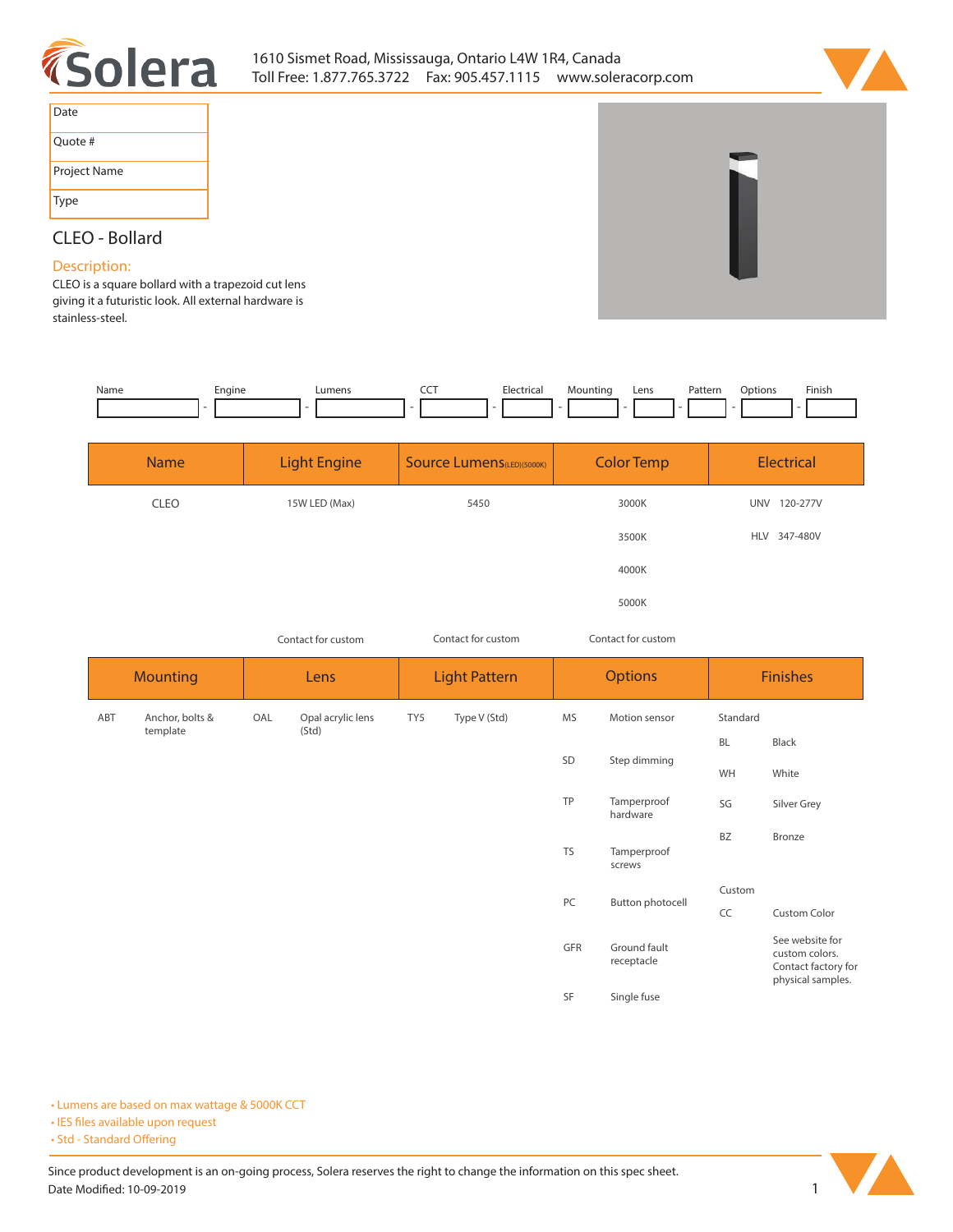Solera

1610 Sismet Road, Mississauga, Ontario L4W 1R4, Canada
Toll Free: 1.877.765.3722 Fax: 905.457.1115 www.soleracorp.com

| Date | |
|---|---|
| Quote # | |
| Project Name | |
| Type | |

## CLEO - Bollard

### Description:

CLEO is a square bollard with a trapezoid cut lens giving it a futuristic look. All external hardware is stainless-steel.

| Name | - | Engine | - | Lumens | - | CCT | - | Electrical | - | Mounting | - | Lens | - | Pattern | - | Options | - | Finish |
|---|---|---|---|---|---|---|---|---|---|---|---|---|---|---|---|---|---|---|
| | - | | - | | - | | - | | - | | - | | - | | - | | - | |

| Name | Light Engine | Source Lumens (LED)(5000K) | Color Temp | Electrical |
|---|---|---|---|---|
| CLEO | 15W LED (Max) | 5450 | 3000K | UNV 120-277V |
| | | | 3500K | HLV 347-480V |
| | | | 4000K | |
| | | | 5000K | |
| | Contact for custom | Contact for custom | Contact for custom | |

| Mounting | | Lens | | Light Pattern | | Options | | Finishes | |
|---|---|---|---|---|---|---|---|---|---|
| ABT | Anchor, bolts & template | OAL | Opal acrylic lens (Std) | TY5 | Type V (Std) | MS | Motion sensor | Standard | |
| | | | | | | | | BL | Black |
| | | | | | | SD | Step dimming | WH | White |
| | | | | | | TP | Tamperproof hardware | SG | Silver Grey |
| | | | | | | | | BZ | Bronze |
| | | | | | | TS | Tamperproof screws | | |
| | | | | | | | | Custom | |
| | | | | | | PC | Button photocell | CC | Custom Color |
| | | | | | | GFR | Ground fault receptacle | | See website for custom colors. Contact factory for physical samples. |
| | | | | | | SF | Single fuse | | |

- Lumens are based on max wattage & 5000K CCT
- IES files available upon request
- Std - Standard Offering

Since product development is an on-going process, Solera reserves the right to change the information on this spec sheet.
Date Modified: 10-09-2019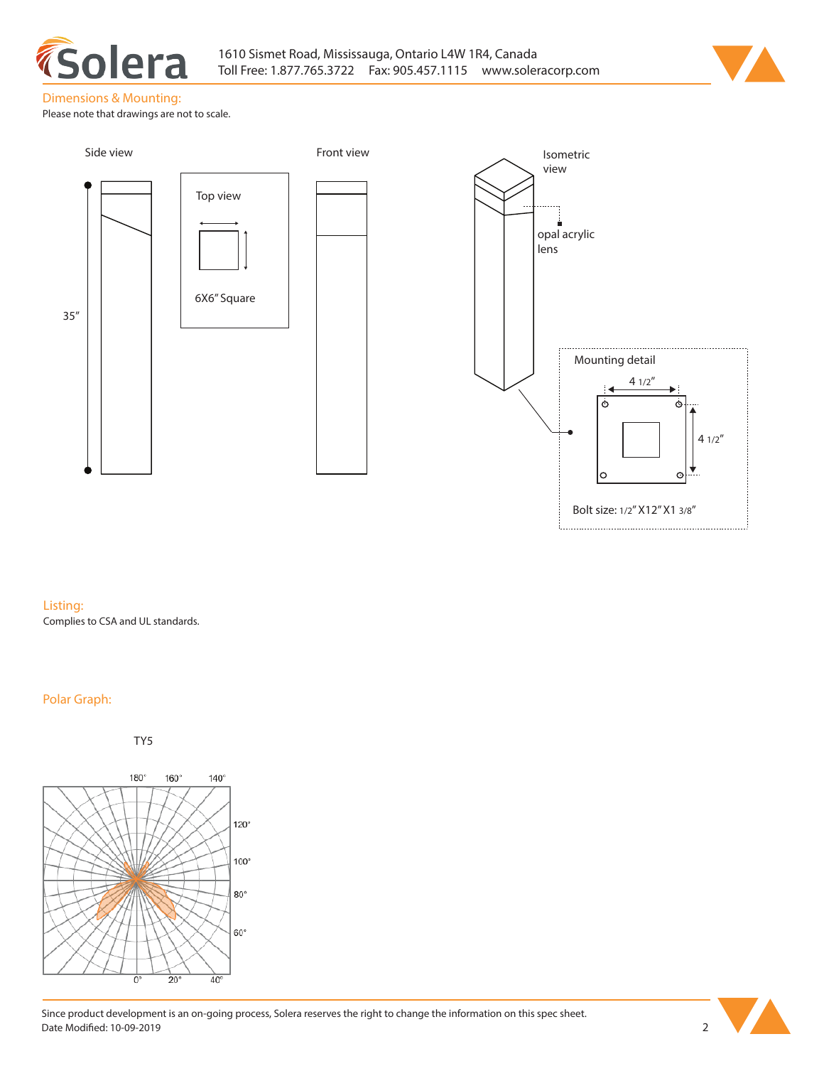1610 Sismet Road, Mississauga, Ontario L4W 1R4, Canada
Toll Free: 1.877.765.3722 Fax: 905.457.1115 www.soleracorp.com

## Dimensions & Mounting:

Please note that drawings are not to scale.

Side view

35″

Top view

6X6″ Square

Front view

Isometric view

opal acrylic lens

Mounting detail

4 1/2″

4 1/2″

Bolt size: 1/2″ X12″ X1 3/8″

## Listing:

Complies to CSA and UL standards.

## Polar Graph:

TY5

180° 160° 140°

120°

100°

80°

60°

0° 20° 40°

Since product development is an on-going process, Solera reserves the right to change the information on this spec sheet.
Date Modified: 10-09-2019